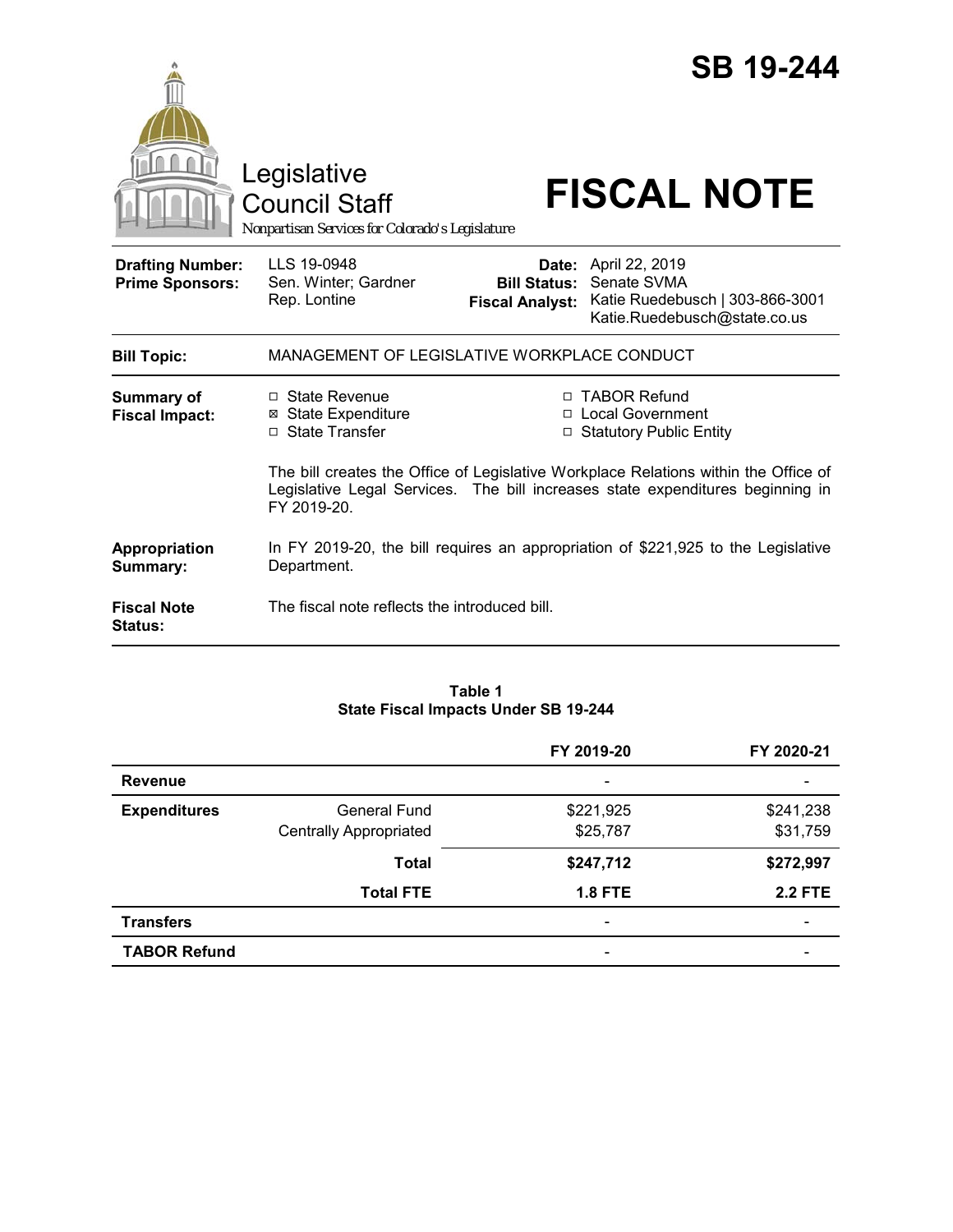# SB 19-244

Legislative Council Staff
*Nonpartisan Services for Colorado's Legislature*

# FISCAL NOTE

| | | | |
|---|---|---|---|
| **Drafting Number:** | LLS 19-0948 | **Date:** | April 22, 2019 |
| **Prime Sponsors:** | Sen. Winter; Gardner<br>Rep. Lontine | **Bill Status:** | Senate SVMA |
| | | **Fiscal Analyst:** | Katie Ruedebusch \| 303-866-3001<br>Katie.Ruedebusch@state.co.us |

**Bill Topic:** MANAGEMENT OF LEGISLATIVE WORKPLACE CONDUCT

**Summary of Fiscal Impact:**

- ☐ State Revenue
- ☒ State Expenditure
- ☐ State Transfer
- ☐ TABOR Refund
- ☐ Local Government
- ☐ Statutory Public Entity

The bill creates the Office of Legislative Workplace Relations within the Office of Legislative Legal Services. The bill increases state expenditures beginning in FY 2019-20.

**Appropriation Summary:** In FY 2019-20, the bill requires an appropriation of $221,925 to the Legislative Department.

**Fiscal Note Status:** The fiscal note reflects the introduced bill.

**Table 1**
**State Fiscal Impacts Under SB 19-244**

| | | FY 2019-20 | FY 2020-21 |
|---|---|---|---|
| **Revenue** | | - | - |
| **Expenditures** | General Fund | $221,925 | $241,238 |
| | Centrally Appropriated | $25,787 | $31,759 |
| | **Total** | **$247,712** | **$272,997** |
| | **Total FTE** | **1.8 FTE** | **2.2 FTE** |
| **Transfers** | | - | - |
| **TABOR Refund** | | - | - |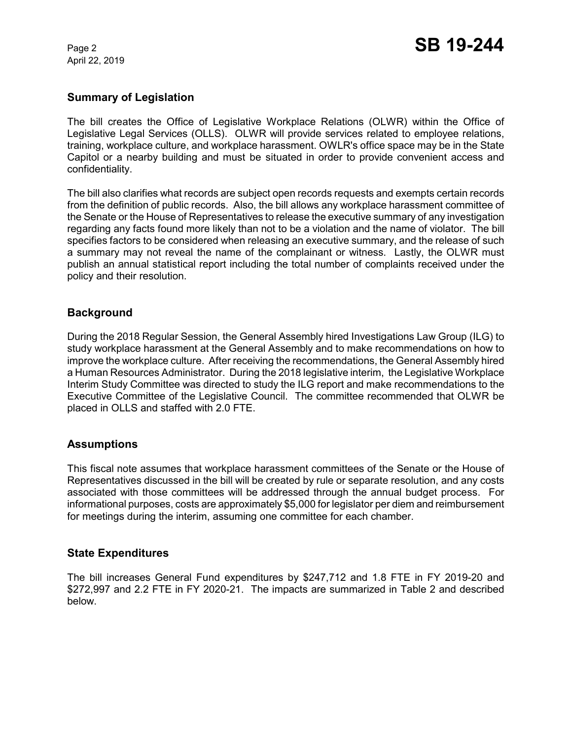## Summary of Legislation

The bill creates the Office of Legislative Workplace Relations (OLWR) within the Office of Legislative Legal Services (OLLS). OLWR will provide services related to employee relations, training, workplace culture, and workplace harassment. OWLR's office space may be in the State Capitol or a nearby building and must be situated in order to provide convenient access and confidentiality.

The bill also clarifies what records are subject open records requests and exempts certain records from the definition of public records. Also, the bill allows any workplace harassment committee of the Senate or the House of Representatives to release the executive summary of any investigation regarding any facts found more likely than not to be a violation and the name of violator. The bill specifies factors to be considered when releasing an executive summary, and the release of such a summary may not reveal the name of the complainant or witness. Lastly, the OLWR must publish an annual statistical report including the total number of complaints received under the policy and their resolution.

## Background

During the 2018 Regular Session, the General Assembly hired Investigations Law Group (ILG) to study workplace harassment at the General Assembly and to make recommendations on how to improve the workplace culture. After receiving the recommendations, the General Assembly hired a Human Resources Administrator. During the 2018 legislative interim, the Legislative Workplace Interim Study Committee was directed to study the ILG report and make recommendations to the Executive Committee of the Legislative Council. The committee recommended that OLWR be placed in OLLS and staffed with 2.0 FTE.

## Assumptions

This fiscal note assumes that workplace harassment committees of the Senate or the House of Representatives discussed in the bill will be created by rule or separate resolution, and any costs associated with those committees will be addressed through the annual budget process. For informational purposes, costs are approximately $5,000 for legislator per diem and reimbursement for meetings during the interim, assuming one committee for each chamber.

## State Expenditures

The bill increases General Fund expenditures by $247,712 and 1.8 FTE in FY 2019-20 and $272,997 and 2.2 FTE in FY 2020-21. The impacts are summarized in Table 2 and described below.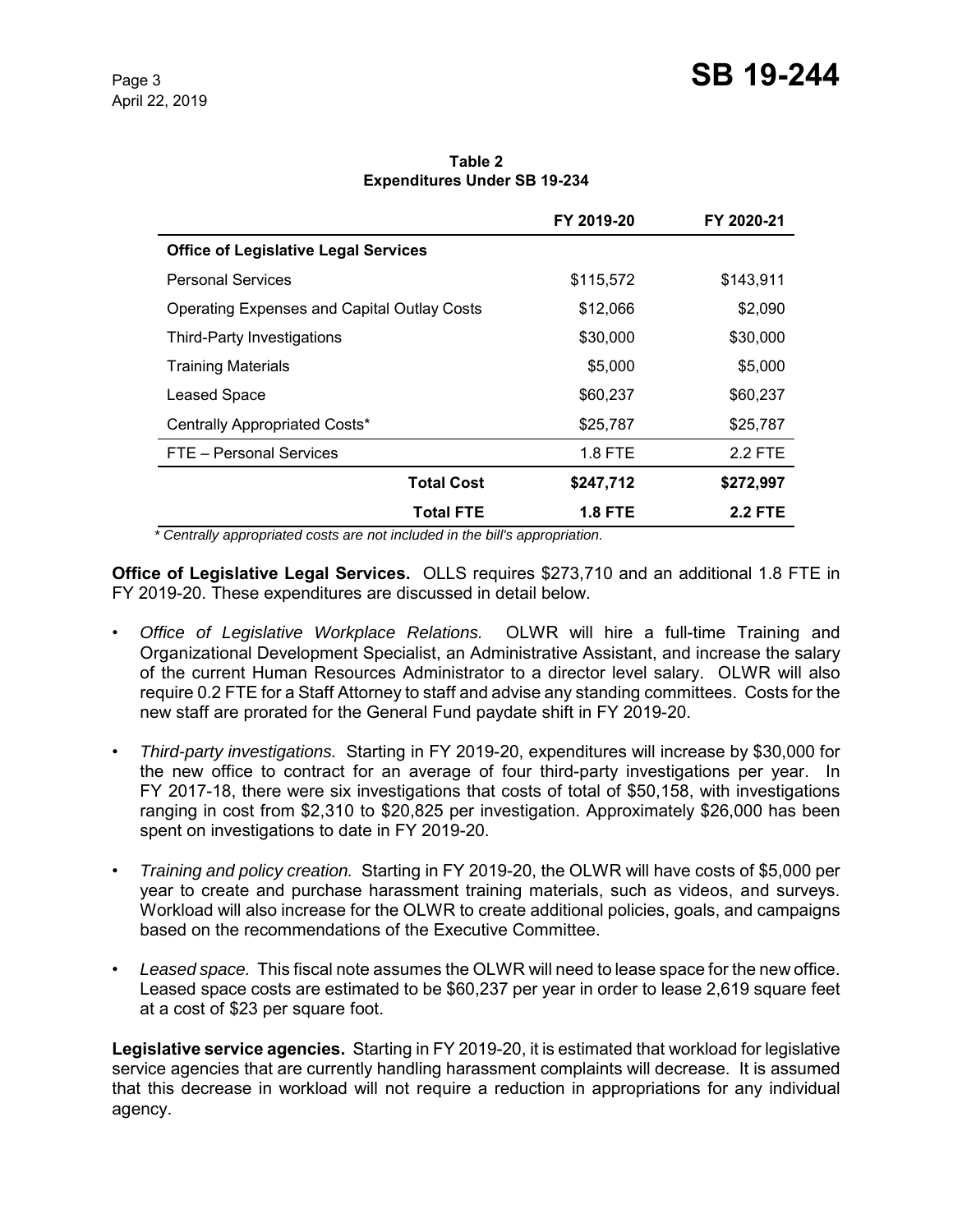**Table 2**
**Expenditures Under SB 19-234**

| | FY 2019-20 | FY 2020-21 |
|---|---|---|
| **Office of Legislative Legal Services** | | |
| Personal Services | $115,572 | $143,911 |
| Operating Expenses and Capital Outlay Costs | $12,066 | $2,090 |
| Third-Party Investigations | $30,000 | $30,000 |
| Training Materials | $5,000 | $5,000 |
| Leased Space | $60,237 | $60,237 |
| Centrally Appropriated Costs* | $25,787 | $25,787 |
| FTE – Personal Services | 1.8 FTE | 2.2 FTE |
| **Total Cost** | **$247,712** | **$272,997** |
| **Total FTE** | **1.8 FTE** | **2.2 FTE** |

*\* Centrally appropriated costs are not included in the bill's appropriation.*

**Office of Legislative Legal Services.** OLLS requires $273,710 and an additional 1.8 FTE in FY 2019-20. These expenditures are discussed in detail below.

- *Office of Legislative Workplace Relations.* OLWR will hire a full-time Training and Organizational Development Specialist, an Administrative Assistant, and increase the salary of the current Human Resources Administrator to a director level salary. OLWR will also require 0.2 FTE for a Staff Attorney to staff and advise any standing committees. Costs for the new staff are prorated for the General Fund paydate shift in FY 2019-20.

- *Third-party investigations.* Starting in FY 2019-20, expenditures will increase by $30,000 for the new office to contract for an average of four third-party investigations per year. In FY 2017-18, there were six investigations that costs of total of $50,158, with investigations ranging in cost from $2,310 to $20,825 per investigation. Approximately $26,000 has been spent on investigations to date in FY 2019-20.

- *Training and policy creation.* Starting in FY 2019-20, the OLWR will have costs of $5,000 per year to create and purchase harassment training materials, such as videos, and surveys. Workload will also increase for the OLWR to create additional policies, goals, and campaigns based on the recommendations of the Executive Committee.

- *Leased space.* This fiscal note assumes the OLWR will need to lease space for the new office. Leased space costs are estimated to be $60,237 per year in order to lease 2,619 square feet at a cost of $23 per square foot.

**Legislative service agencies.** Starting in FY 2019-20, it is estimated that workload for legislative service agencies that are currently handling harassment complaints will decrease. It is assumed that this decrease in workload will not require a reduction in appropriations for any individual agency.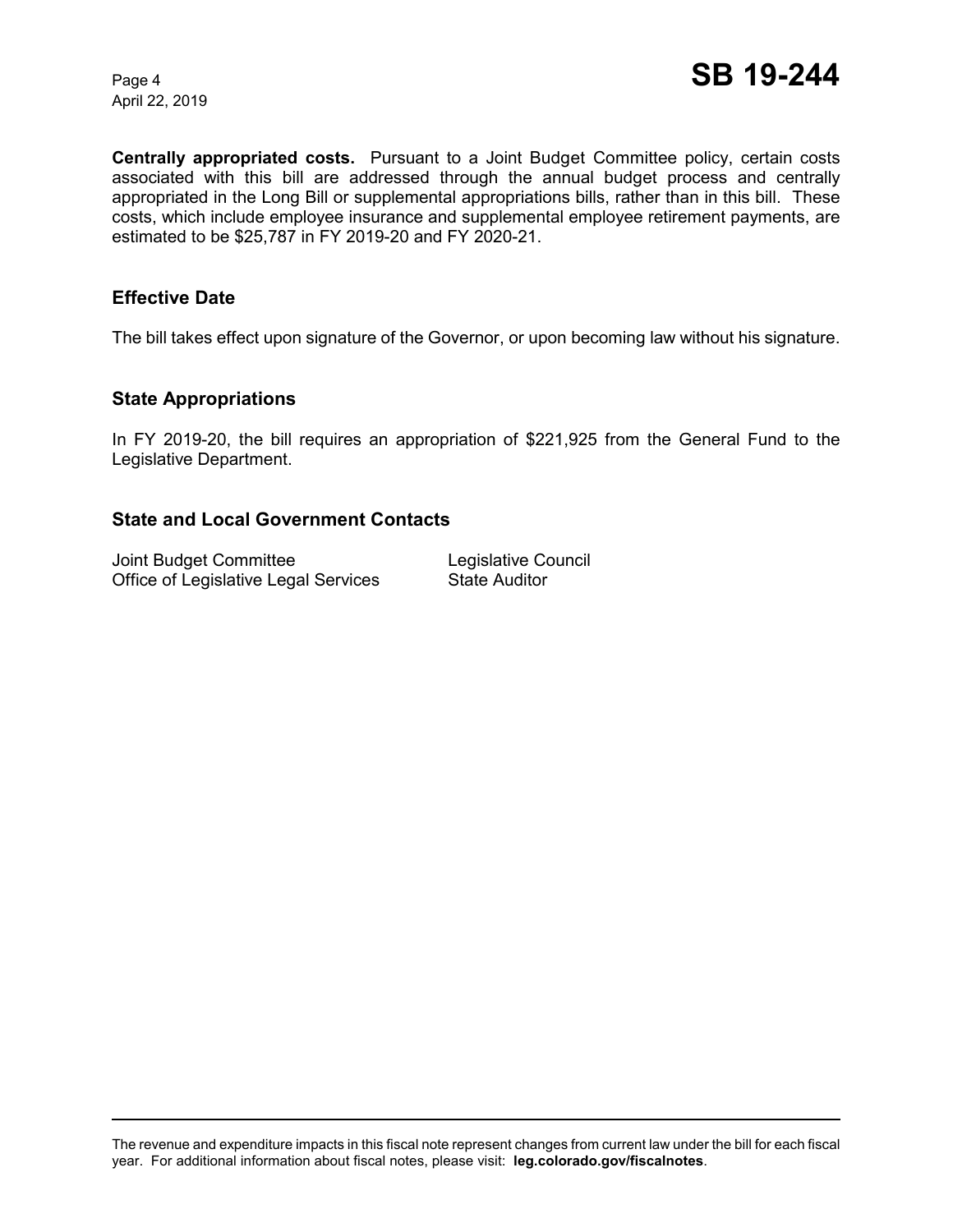**Centrally appropriated costs.** Pursuant to a Joint Budget Committee policy, certain costs associated with this bill are addressed through the annual budget process and centrally appropriated in the Long Bill or supplemental appropriations bills, rather than in this bill. These costs, which include employee insurance and supplemental employee retirement payments, are estimated to be $25,787 in FY 2019-20 and FY 2020-21.

## Effective Date

The bill takes effect upon signature of the Governor, or upon becoming law without his signature.

## State Appropriations

In FY 2019-20, the bill requires an appropriation of $221,925 from the General Fund to the Legislative Department.

## State and Local Government Contacts

| | |
|---|---|
| Joint Budget Committee | Legislative Council |
| Office of Legislative Legal Services | State Auditor |

The revenue and expenditure impacts in this fiscal note represent changes from current law under the bill for each fiscal year. For additional information about fiscal notes, please visit: **leg.colorado.gov/fiscalnotes**.